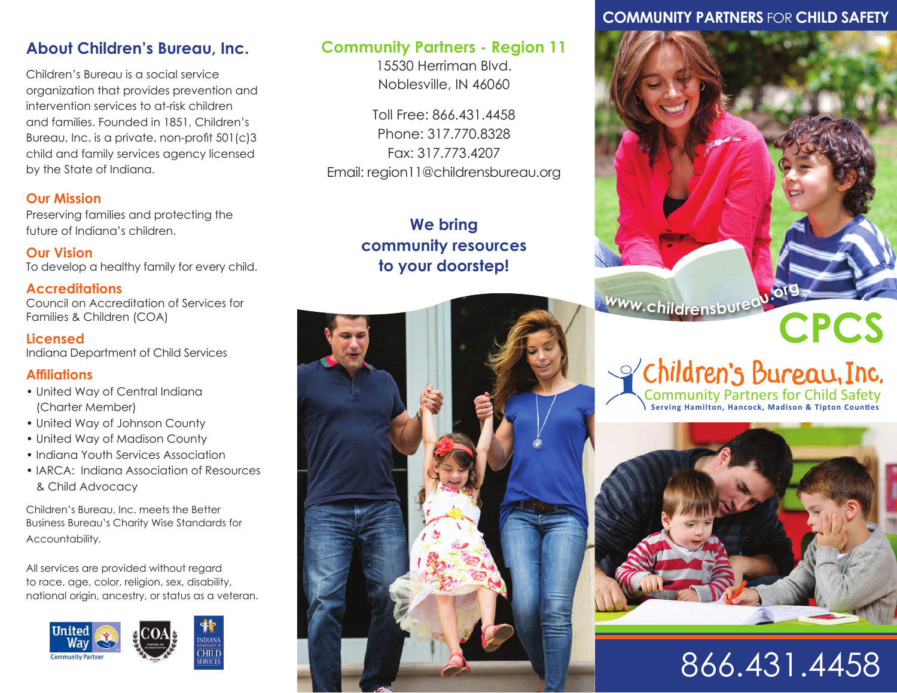## About Children's Bureau, Inc.

Children's Bureau is a social service organization that provides prevention and intervention services to at-risk children and families. Founded in 1851, Children's Bureau, Inc. is a private, non-profit 501(c)3 child and family services agency licensed by the State of Indiana.

### Our Mission

Preserving families and protecting the future of Indiana's children.

### Our Vision

To develop a healthy family for every child.

### Accreditations

Council on Accreditation of Services for Families & Children (COA)

### Licensed

Indiana Department of Child Services

### Affiliations

- United Way of Central Indiana (Charter Member)
- United Way of Johnson County
- United Way of Madison County
- Indiana Youth Services Association
- IARCA: Indiana Association of Resources & Child Advocacy

Children's Bureau, Inc. meets the Better Business Bureau's Charity Wise Standards for Accountability.

All services are provided without regard to race, age, color, religion, sex, disability, national origin, ancestry, or status as a veteran.

United Way Community Partner

COA

Indiana Department of Child Services

## Community Partners - Region 11

15530 Herriman Blvd.
Noblesville, IN 46060

Toll Free: 866.431.4458
Phone: 317.770.8328
Fax: 317.773.4207
Email: region11@childrensbureau.org

**We bring community resources to your doorstep!**

## COMMUNITY PARTNERS FOR CHILD SAFETY

www.childrensbureau.org

# CPCS

**Children's Bureau, Inc.**
Community Partners for Child Safety
Serving Hamilton, Hancock, Madison & Tipton Counties

866.431.4458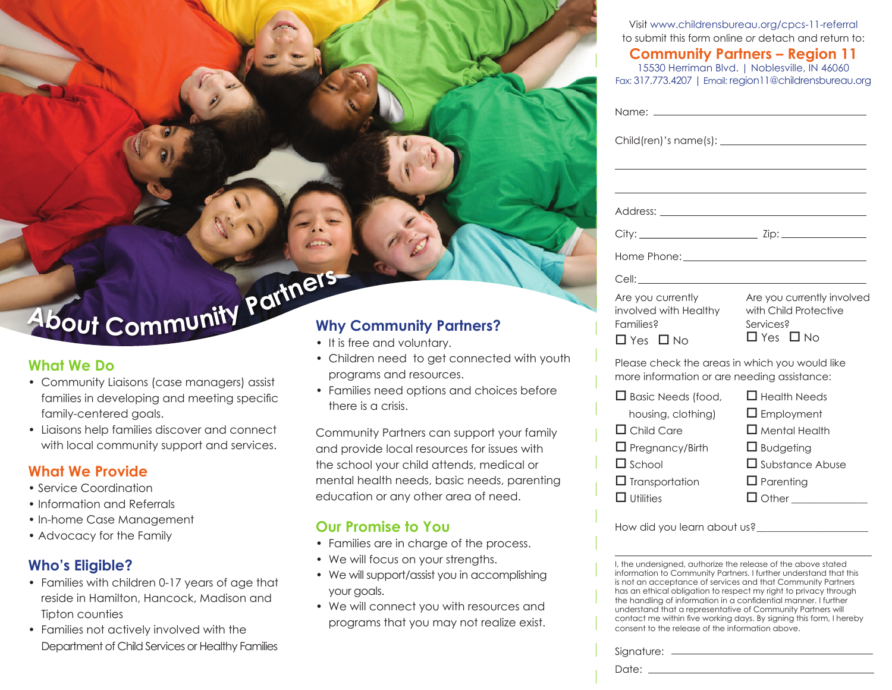# About Community Partners

## What We Do

- Community Liaisons (case managers) assist families in developing and meeting specific family-centered goals.
- Liaisons help families discover and connect with local community support and services.

## What We Provide

- Service Coordination
- Information and Referrals
- In-home Case Management
- Advocacy for the Family

## Who's Eligible?

- Families with children 0-17 years of age that reside in Hamilton, Hancock, Madison and Tipton counties
- Families not actively involved with the Department of Child Services or Healthy Families

## Why Community Partners?

- It is free and voluntary.
- Children need to get connected with youth programs and resources.
- Families need options and choices before there is a crisis.

Community Partners can support your family and provide local resources for issues with the school your child attends, medical or mental health needs, basic needs, parenting education or any other area of need.

## Our Promise to You

- Families are in charge of the process.
- We will focus on your strengths.
- We will support/assist you in accomplishing your goals.
- We will connect you with resources and programs that you may not realize exist.

---

Visit www.childrensbureau.org/cpcs-11-referral to submit this form online *or* detach and return to:

**Community Partners – Region 11**
15530 Herriman Blvd. | Noblesville, IN 46060
Fax: 317.773.4207 | Email: region11@childrensbureau.org

Name: ______________________________

Child(ren)'s name(s): ______________________________

______________________________

______________________________

Address: ______________________________

City: ________________ Zip: ______________

Home Phone: ______________________________

Cell: ______________________________

Are you currently involved with Healthy Families?
☐ Yes ☐ No

Are you currently involved with Child Protective Services?
☐ Yes ☐ No

Please check the areas in which you would like more information or are needing assistance:

- ☐ Basic Needs (food, housing, clothing)
- ☐ Child Care
- ☐ Pregnancy/Birth
- ☐ School
- ☐ Transportation
- ☐ Utilities
- ☐ Health Needs
- ☐ Employment
- ☐ Mental Health
- ☐ Budgeting
- ☐ Substance Abuse
- ☐ Parenting
- ☐ Other ______________

How did you learn about us? ______________________________

______________________________

I, the undersigned, authorize the release of the above stated information to Community Partners. I further understand that this is not an acceptance of services and that Community Partners has an ethical obligation to respect my right to privacy through the handling of information in a confidential manner. I further understand that a representative of Community Partners will contact me within five working days. By signing this form, I hereby consent to the release of the information above.

Signature: ______________________________

Date: ______________________________